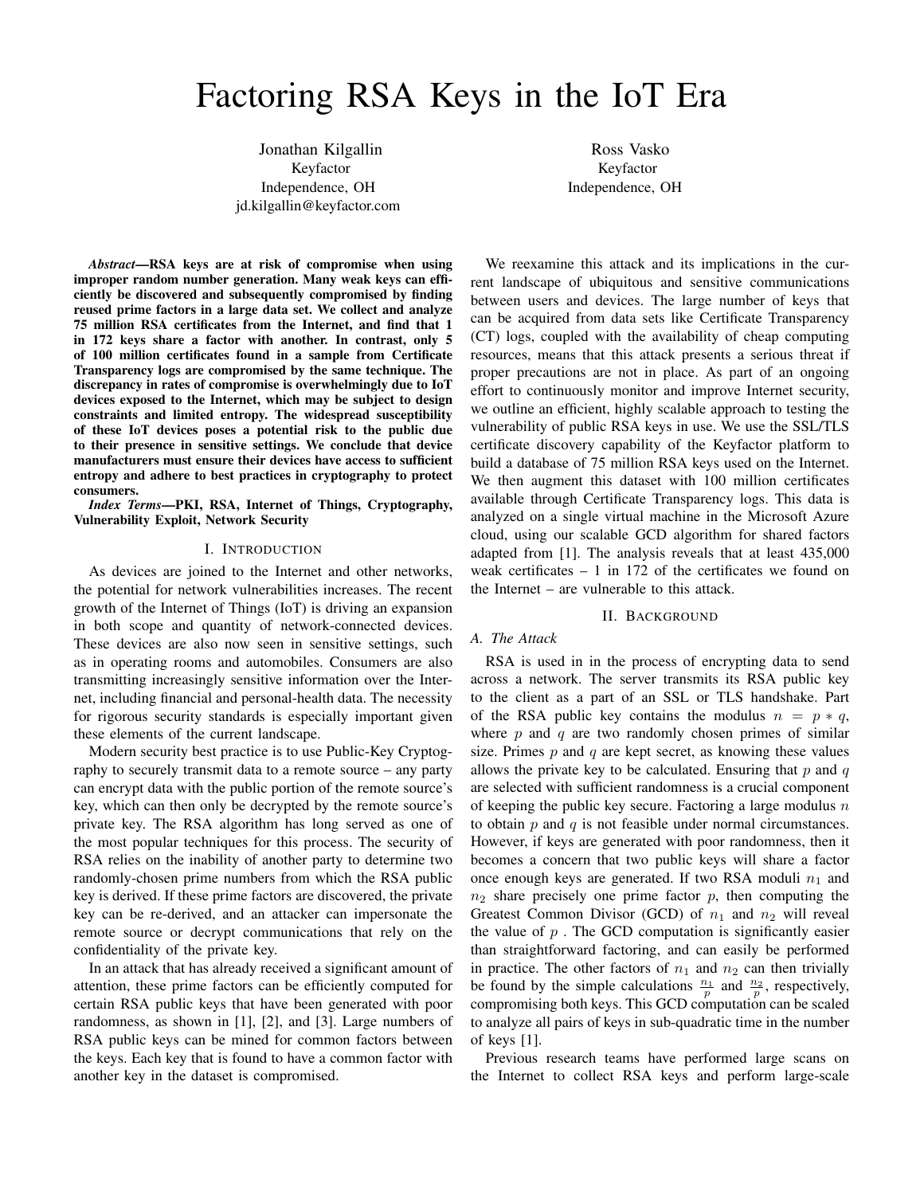# Factoring RSA Keys in the IoT Era

Jonathan Kilgallin
Keyfactor
Independence, OH
jd.kilgallin@keyfactor.com

Ross Vasko
Keyfactor
Independence, OH

***Abstract*—RSA keys are at risk of compromise when using improper random number generation. Many weak keys can efficiently be discovered and subsequently compromised by finding reused prime factors in a large data set. We collect and analyze 75 million RSA certificates from the Internet, and find that 1 in 172 keys share a factor with another. In contrast, only 5 of 100 million certificates found in a sample from Certificate Transparency logs are compromised by the same technique. The discrepancy in rates of compromise is overwhelmingly due to IoT devices exposed to the Internet, which may be subject to design constraints and limited entropy. The widespread susceptibility of these IoT devices poses a potential risk to the public due to their presence in sensitive settings. We conclude that device manufacturers must ensure their devices have access to sufficient entropy and adhere to best practices in cryptography to protect consumers.**

***Index Terms*—PKI, RSA, Internet of Things, Cryptography, Vulnerability Exploit, Network Security**

## I. Introduction

As devices are joined to the Internet and other networks, the potential for network vulnerabilities increases. The recent growth of the Internet of Things (IoT) is driving an expansion in both scope and quantity of network-connected devices. These devices are also now seen in sensitive settings, such as in operating rooms and automobiles. Consumers are also transmitting increasingly sensitive information over the Internet, including financial and personal-health data. The necessity for rigorous security standards is especially important given these elements of the current landscape.

Modern security best practice is to use Public-Key Cryptography to securely transmit data to a remote source – any party can encrypt data with the public portion of the remote source's key, which can then only be decrypted by the remote source's private key. The RSA algorithm has long served as one of the most popular techniques for this process. The security of RSA relies on the inability of another party to determine two randomly-chosen prime numbers from which the RSA public key is derived. If these prime factors are discovered, the private key can be re-derived, and an attacker can impersonate the remote source or decrypt communications that rely on the confidentiality of the private key.

In an attack that has already received a significant amount of attention, these prime factors can be efficiently computed for certain RSA public keys that have been generated with poor randomness, as shown in [1], [2], and [3]. Large numbers of RSA public keys can be mined for common factors between the keys. Each key that is found to have a common factor with another key in the dataset is compromised.

We reexamine this attack and its implications in the current landscape of ubiquitous and sensitive communications between users and devices. The large number of keys that can be acquired from data sets like Certificate Transparency (CT) logs, coupled with the availability of cheap computing resources, means that this attack presents a serious threat if proper precautions are not in place. As part of an ongoing effort to continuously monitor and improve Internet security, we outline an efficient, highly scalable approach to testing the vulnerability of public RSA keys in use. We use the SSL/TLS certificate discovery capability of the Keyfactor platform to build a database of 75 million RSA keys used on the Internet. We then augment this dataset with 100 million certificates available through Certificate Transparency logs. This data is analyzed on a single virtual machine in the Microsoft Azure cloud, using our scalable GCD algorithm for shared factors adapted from [1]. The analysis reveals that at least 435,000 weak certificates – 1 in 172 of the certificates we found on the Internet – are vulnerable to this attack.

## II. Background

### A. The Attack

RSA is used in in the process of encrypting data to send across a network. The server transmits its RSA public key to the client as part of an SSL or TLS handshake. Part of the RSA public key contains the modulus $n = p * q$, where $p$ and $q$ are two randomly chosen primes of similar size. Primes $p$ and $q$ are kept secret, as knowing these values allows the private key to be calculated. Ensuring that $p$ and $q$ are selected with sufficient randomness is a crucial component of keeping the public key secure. Factoring a large modulus $n$ to obtain $p$ and $q$ is not feasible under normal circumstances. However, if keys are generated with poor randomness, then it becomes a concern that two public keys will share a factor once enough keys are generated. If two RSA moduli $n_1$ and $n_2$ share precisely one prime factor $p$, then computing the Greatest Common Divisor (GCD) of $n_1$ and $n_2$ will reveal the value of $p$ . The GCD computation is significantly easier than straightforward factoring, and can easily be performed in practice. The other factors of $n_1$ and $n_2$ can then trivially be found by the simple calculations $\frac{n_1}{p}$ and $\frac{n_2}{p}$, respectively, compromising both keys. This GCD computation can be scaled to analyze all pairs of keys in sub-quadratic time in the number of keys [1].

Previous research teams have performed large scans on the Internet to collect RSA keys and perform large-scale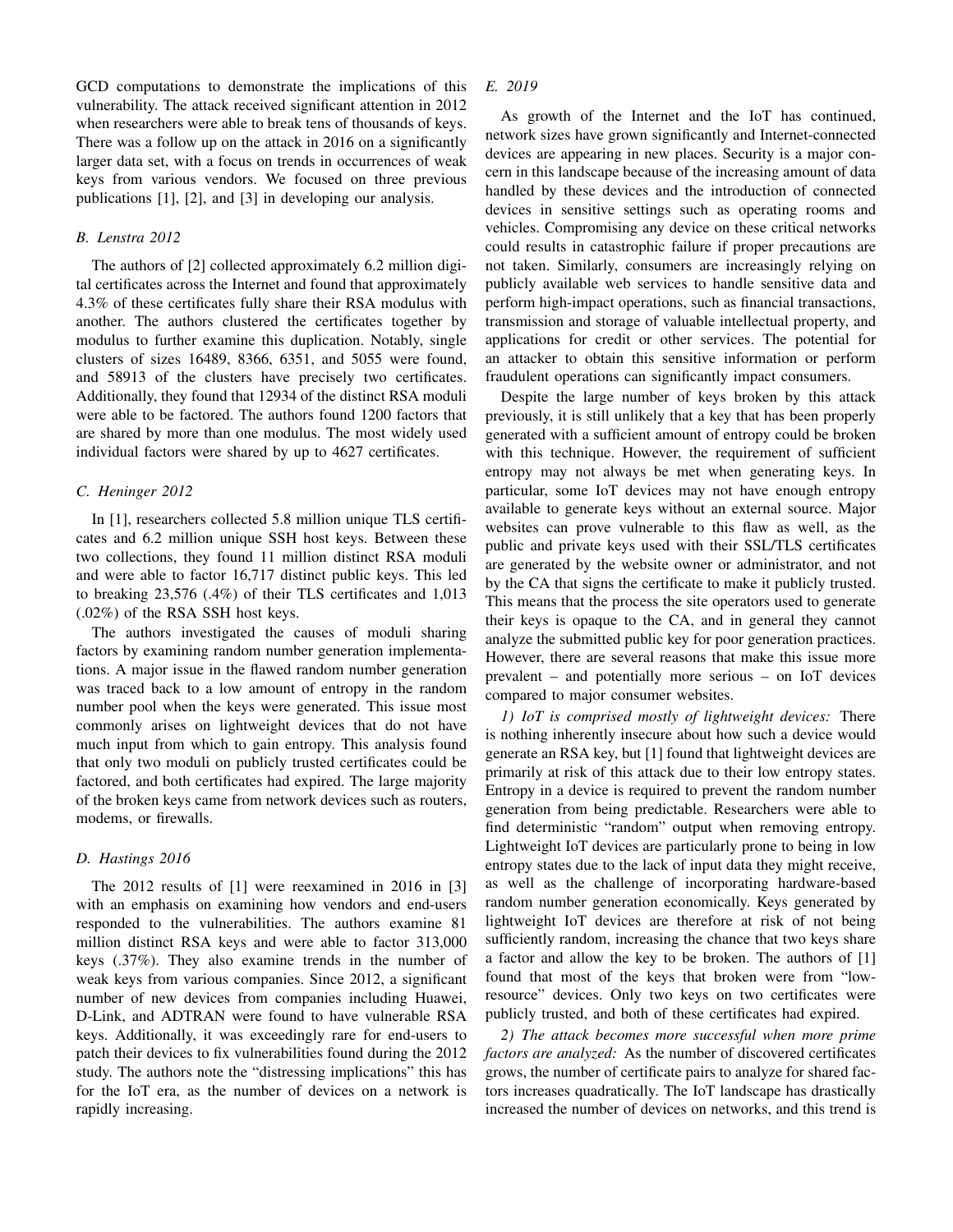GCD computations to demonstrate the implications of this vulnerability. The attack received significant attention in 2012 when researchers were able to break tens of thousands of keys. There was a follow up on the attack in 2016 on a significantly larger data set, with a focus on trends in occurrences of weak keys from various vendors. We focused on three previous publications [1], [2], and [3] in developing our analysis.

### *B. Lenstra 2012*

The authors of [2] collected approximately 6.2 million digital certificates across the Internet and found that approximately 4.3% of these certificates fully share their RSA modulus with another. The authors clustered the certificates together by modulus to further examine this duplication. Notably, single clusters of sizes 16489, 8366, 6351, and 5055 were found, and 58913 of the clusters have precisely two certificates. Additionally, they found that 12934 of the distinct RSA moduli were able to be factored. The authors found 1200 factors that are shared by more than one modulus. The most widely used individual factors were shared by up to 4627 certificates.

### *C. Heninger 2012*

In [1], researchers collected 5.8 million unique TLS certificates and 6.2 million unique SSH host keys. Between these two collections, they found 11 million distinct RSA moduli and were able to factor 16,717 distinct public keys. This led to breaking 23,576 (.4%) of their TLS certificates and 1,013 (.02%) of the RSA SSH host keys.

The authors investigated the causes of moduli sharing factors by examining random number generation implementations. A major issue in the flawed random number generation was traced back to a low amount of entropy in the random number pool when the keys were generated. This issue most commonly arises on lightweight devices that do not have much input from which to gain entropy. This analysis found that only two moduli on publicly trusted certificates could be factored, and both certificates had expired. The large majority of the broken keys came from network devices such as routers, modems, or firewalls.

### *D. Hastings 2016*

The 2012 results of [1] were reexamined in 2016 in [3] with an emphasis on examining how vendors and end-users responded to the vulnerabilities. The authors examine 81 million distinct RSA keys and were able to factor 313,000 keys (.37%). They also examine trends in the number of weak keys from various companies. Since 2012, a significant number of new devices from companies including Huawei, D-Link, and ADTRAN were found to have vulnerable RSA keys. Additionally, it was exceedingly rare for end-users to patch their devices to fix vulnerabilities found during the 2012 study. The authors note the "distressing implications" this has for the IoT era, as the number of devices on a network is rapidly increasing.

### *E. 2019*

As growth of the Internet and the IoT has continued, network sizes have grown significantly and Internet-connected devices are appearing in new places. Security is a major concern in this landscape because of the increasing amount of data handled by these devices and the introduction of connected devices in sensitive settings such as operating rooms and vehicles. Compromising any device on these critical networks could results in catastrophic failure if proper precautions are not taken. Similarly, consumers are increasingly relying on publicly available web services to handle sensitive data and perform high-impact operations, such as financial transactions, transmission and storage of valuable intellectual property, and applications for credit or other services. The potential for an attacker to obtain this sensitive information or perform fraudulent operations can significantly impact consumers.

Despite the large number of keys broken by this attack previously, it is still unlikely that a key that has been properly generated with a sufficient amount of entropy could be broken with this technique. However, the requirement of sufficient entropy may not always be met when generating keys. In particular, some IoT devices may not have enough entropy available to generate keys without an external source. Major websites can prove vulnerable to this flaw as well, as the public and private keys used with their SSL/TLS certificates are generated by the website owner or administrator, and not by the CA that signs the certificate to make it publicly trusted. This means that the process the site operators used to generate their keys is opaque to the CA, and in general they cannot analyze the submitted public key for poor generation practices. However, there are several reasons that make this issue more prevalent – and potentially more serious – on IoT devices compared to major consumer websites.

*1) IoT is comprised mostly of lightweight devices:* There is nothing inherently insecure about how such a device would generate an RSA key, but [1] found that lightweight devices are primarily at risk of this attack due to their low entropy states. Entropy in a device is required to prevent the random number generation from being predictable. Researchers were able to find deterministic "random" output when removing entropy. Lightweight IoT devices are particularly prone to being in low entropy states due to the lack of input data they might receive, as well as the challenge of incorporating hardware-based random number generation economically. Keys generated by lightweight IoT devices are therefore at risk of not being sufficiently random, increasing the chance that two keys share a factor and allow the key to be broken. The authors of [1] found that most of the keys that broken were from "low-resource" devices. Only two keys on two certificates were publicly trusted, and both of these certificates had expired.

*2) The attack becomes more successful when more prime factors are analyzed:* As the number of discovered certificates grows, the number of certificate pairs to analyze for shared factors increases quadratically. The IoT landscape has drastically increased the number of devices on networks, and this trend is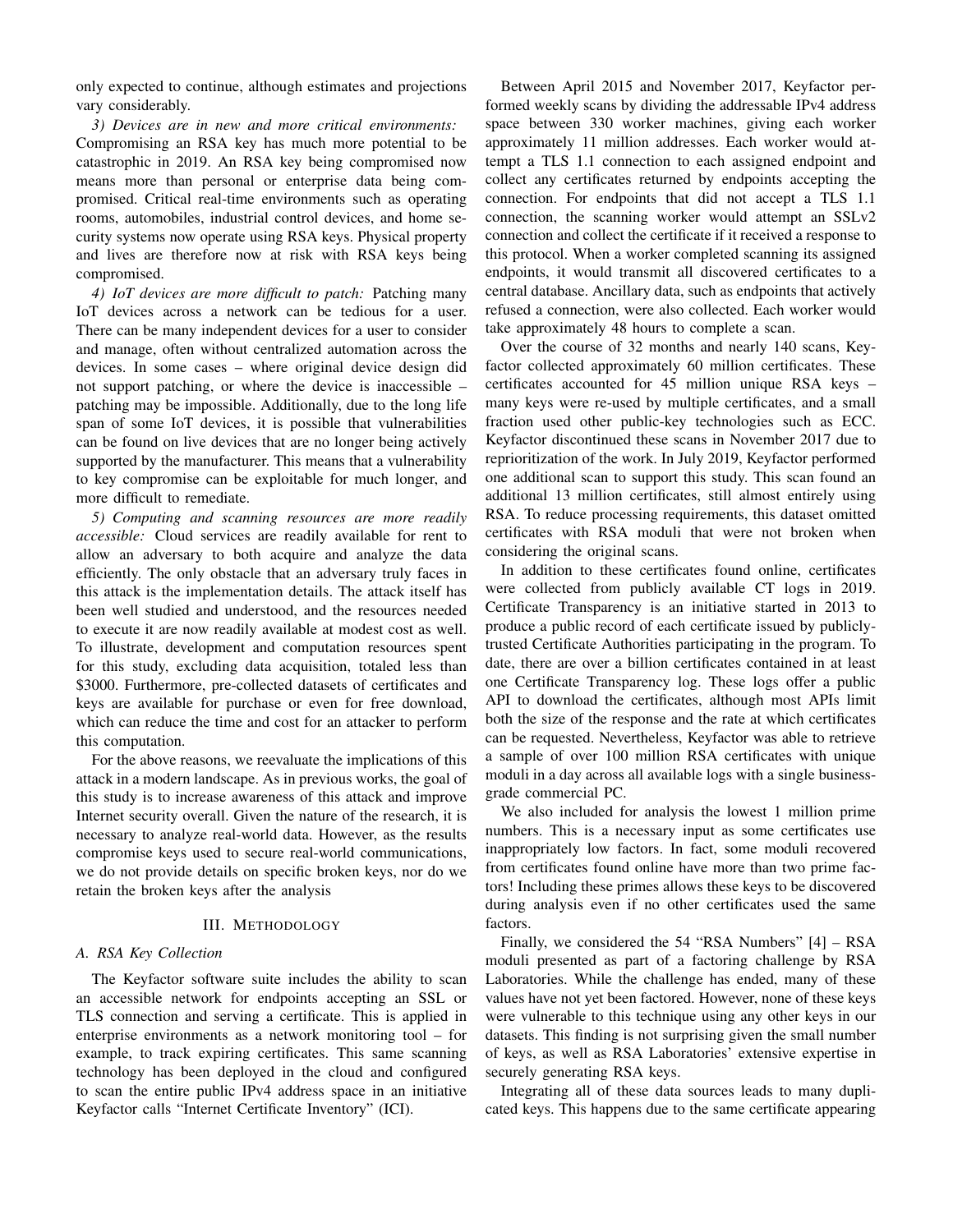only expected to continue, although estimates and projections vary considerably.

*3) Devices are in new and more critical environments:* Compromising an RSA key has much more potential to be catastrophic in 2019. An RSA key being compromised now means more than personal or enterprise data being compromised. Critical real-time environments such as operating rooms, automobiles, industrial control devices, and home security systems now operate using RSA keys. Physical property and lives are therefore now at risk with RSA keys being compromised.

*4) IoT devices are more difficult to patch:* Patching many IoT devices across a network can be tedious for a user. There can be many independent devices for a user to consider and manage, often without centralized automation across the devices. In some cases – where original device design did not support patching, or where the device is inaccessible – patching may be impossible. Additionally, due to the long life span of some IoT devices, it is possible that vulnerabilities can be found on live devices that are no longer being actively supported by the manufacturer. This means that a vulnerability to key compromise can be exploitable for much longer, and more difficult to remediate.

*5) Computing and scanning resources are more readily accessible:* Cloud services are readily available for rent to allow an adversary to both acquire and analyze the data efficiently. The only obstacle that an adversary truly faces in this attack is the implementation details. The attack itself has been well studied and understood, and the resources needed to execute it are now readily available at modest cost as well. To illustrate, development and computation resources spent for this study, excluding data acquisition, totaled less than \$3000. Furthermore, pre-collected datasets of certificates and keys are available for purchase or even for free download, which can reduce the time and cost for an attacker to perform this computation.

For the above reasons, we reevaluate the implications of this attack in a modern landscape. As in previous works, the goal of this study is to increase awareness of this attack and improve Internet security overall. Given the nature of the research, it is necessary to analyze real-world data. However, as the results compromise keys used to secure real-world communications, we do not provide details on specific broken keys, nor do we retain the broken keys after the analysis

## III. Methodology

### A. RSA Key Collection

The Keyfactor software suite includes the ability to scan an accessible network for endpoints accepting an SSL or TLS connection and serving a certificate. This is applied in enterprise environments as a network monitoring tool – for example, to track expiring certificates. This same scanning technology has been deployed in the cloud and configured to scan the entire public IPv4 address space in an initiative Keyfactor calls "Internet Certificate Inventory" (ICI).

Between April 2015 and November 2017, Keyfactor performed weekly scans by dividing the addressable IPv4 address space between 330 worker machines, giving each worker approximately 11 million addresses. Each worker would attempt a TLS 1.1 connection to each assigned endpoint and collect any certificates returned by endpoints accepting the connection. For endpoints that did not accept a TLS 1.1 connection, the scanning worker would attempt an SSLv2 connection and collect the certificate if it received a response to this protocol. When a worker completed scanning its assigned endpoints, it would transmit all discovered certificates to a central database. Ancillary data, such as endpoints that actively refused a connection, were also collected. Each worker would take approximately 48 hours to complete a scan.

Over the course of 32 months and nearly 140 scans, Keyfactor collected approximately 60 million certificates. These certificates accounted for 45 million unique RSA keys – many keys were re-used by multiple certificates, and a small fraction used other public-key technologies such as ECC. Keyfactor discontinued these scans in November 2017 due to reprioritization of the work. In July 2019, Keyfactor performed one additional scan to support this study. This scan found an additional 13 million certificates, still almost entirely using RSA. To reduce processing requirements, this dataset omitted certificates with RSA moduli that were not broken when considering the original scans.

In addition to these certificates found online, certificates were collected from publicly available CT logs in 2019. Certificate Transparency is an initiative started in 2013 to produce a public record of each certificate issued by publicly-trusted Certificate Authorities participating in the program. To date, there are over a billion certificates contained in at least one Certificate Transparency log. These logs offer a public API to download the certificates, although most APIs limit both the size of the response and the rate at which certificates can be requested. Nevertheless, Keyfactor was able to retrieve a sample of over 100 million RSA certificates with unique moduli in a day across all available logs with a single business-grade commercial PC.

We also included for analysis the lowest 1 million prime numbers. This is a necessary input as some certificates use inappropriately low factors. In fact, some moduli recovered from certificates found online have more than two prime factors! Including these primes allows these keys to be discovered during analysis even if no other certificates used the same factors.

Finally, we considered the 54 "RSA Numbers" [4] – RSA moduli presented as part of a factoring challenge by RSA Laboratories. While the challenge has ended, many of these values have not yet been factored. However, none of these keys were vulnerable to this technique using any other keys in our datasets. This finding is not surprising given the small number of keys, as well as RSA Laboratories' extensive expertise in securely generating RSA keys.

Integrating all of these data sources leads to many duplicated keys. This happens due to the same certificate appearing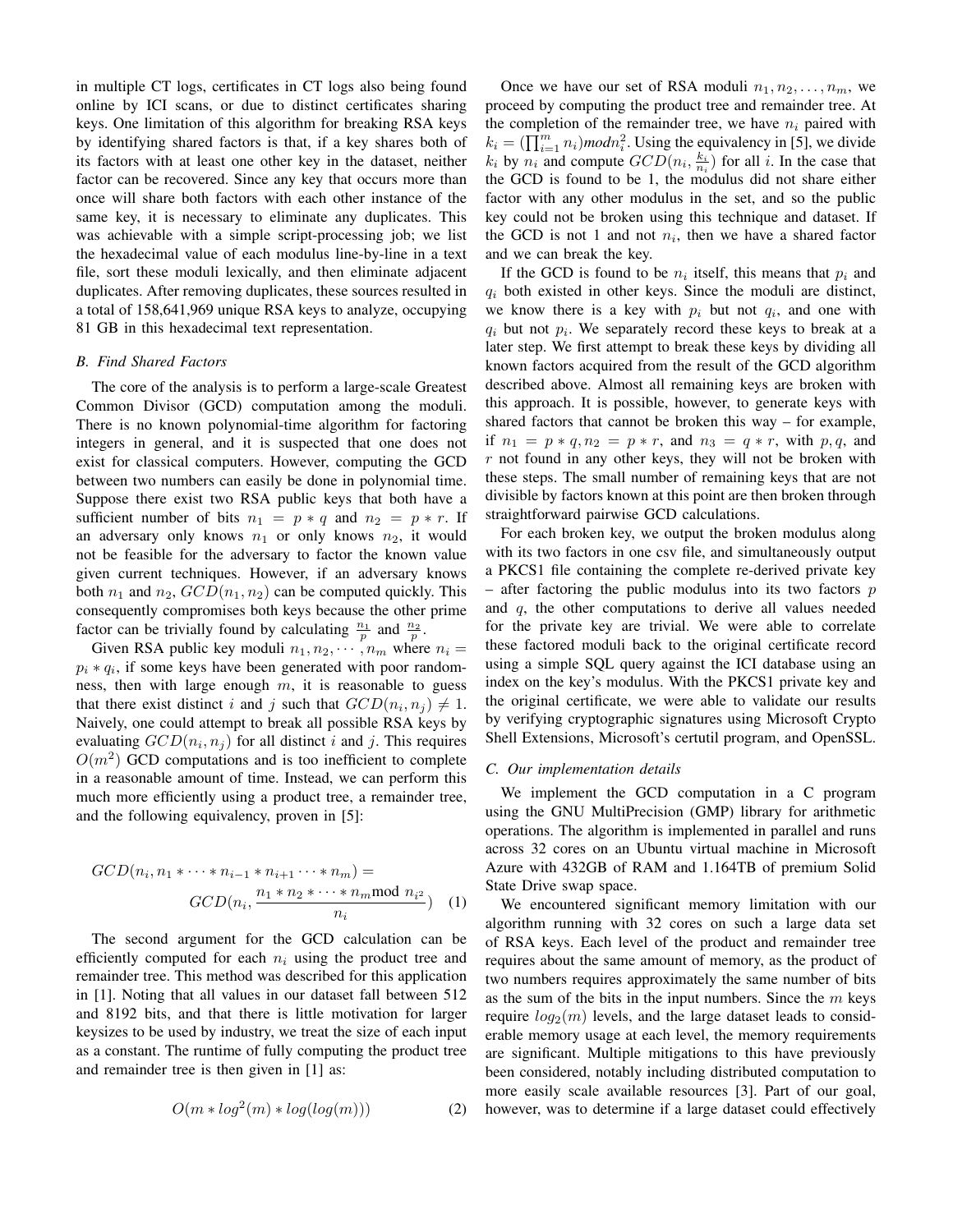in multiple CT logs, certificates in CT logs also being found online by ICI scans, or due to distinct certificates sharing keys. One limitation of this algorithm for breaking RSA keys by identifying shared factors is that, if a key shares both of its factors with at least one other key in the dataset, neither factor can be recovered. Since any key that occurs more than once will share both factors with each other instance of the same key, it is necessary to eliminate any duplicates. This was achievable with a simple script-processing job; we list the hexadecimal value of each modulus line-by-line in a text file, sort these moduli lexically, and then eliminate adjacent duplicates. After removing duplicates, these sources resulted in a total of 158,641,969 unique RSA keys to analyze, occupying 81 GB in this hexadecimal text representation.

### *B. Find Shared Factors*

The core of the analysis is to perform a large-scale Greatest Common Divisor (GCD) computation among the moduli. There is no known polynomial-time algorithm for factoring integers in general, and it is suspected that one does not exist for classical computers. However, computing the GCD between two numbers can easily be done in polynomial time. Suppose there exist two RSA public keys that both have a sufficient number of bits $n_1 = p * q$ and $n_2 = p * r$. If an adversary only knows $n_1$ or only knows $n_2$, it would not be feasible for the adversary to factor the known value given current techniques. However, if an adversary knows both $n_1$ and $n_2$, $GCD(n_1, n_2)$ can be computed quickly. This consequently compromises both keys because the other prime factor can be trivially found by calculating $\frac{n_1}{p}$ and $\frac{n_2}{p}$.

Given RSA public key moduli $n_1, n_2, \cdots, n_m$ where $n_i = p_i * q_i$, if some keys have been generated with poor randomness, then with large enough $m$, it is reasonable to guess that there exist distinct $i$ and $j$ such that $GCD(n_i, n_j) \neq 1$. Naively, one could attempt to break all possible RSA keys by evaluating $GCD(n_i, n_j)$ for all distinct $i$ and $j$. This requires $O(m^2)$ GCD computations and is too inefficient to complete in a reasonable amount of time. Instead, we can perform this much more efficiently using a product tree, a remainder tree, and the following equivalency, proven in [5]:

$$GCD(n_i, n_1 * \cdots * n_{i-1} * n_{i+1} \cdots * n_m) = GCD(n_i, \frac{n_1 * n_2 * \cdots * n_m \text{mod } n_{i^2}}{n_i}) \quad (1)$$

The second argument for the GCD calculation can be efficiently computed for each $n_i$ using the product tree and remainder tree. This method was described for this application in [1]. Noting that all values in our dataset fall between 512 and 8192 bits, and that there is little motivation for larger keysizes to be used by industry, we treat the size of each input as a constant. The runtime of fully computing the product tree and remainder tree is then given in [1] as:

$$O(m * log^2(m) * log(log(m))) \quad (2)$$

Once we have our set of RSA moduli $n_1, n_2, \ldots, n_m$, we proceed by computing the product tree and remainder tree. At the completion of the remainder tree, we have $n_i$ paired with $k_i = (\prod_{i=1}^{m} n_i) mod n_i^2$. Using the equivalency in [5], we divide $k_i$ by $n_i$ and compute $GCD(n_i, \frac{k_i}{n_i})$ for all $i$. In the case that the GCD is found to be 1, the modulus did not share either factor with any other modulus in the set, and so the public key could not be broken using this technique and dataset. If the GCD is not 1 and not $n_i$, then we have a shared factor and we can break the key.

If the GCD is found to be $n_i$ itself, this means that $p_i$ and $q_i$ both existed in other keys. Since the moduli are distinct, we know there is a key with $p_i$ but not $q_i$, and one with $q_i$ but not $p_i$. We separately record these keys to break at a later step. We first attempt to break these keys by dividing all known factors acquired from the result of the GCD algorithm described above. Almost all remaining keys are broken with this approach. It is possible, however, to generate keys with shared factors that cannot be broken this way – for example, if $n_1 = p * q, n_2 = p * r$, and $n_3 = q * r$, with $p, q$, and $r$ not found in any other keys, they will not be broken with these steps. The small number of remaining keys that are not divisible by factors known at this point are then broken through straightforward pairwise GCD calculations.

For each broken key, we output the broken modulus along with its two factors in one csv file, and simultaneously output a PKCS1 file containing the complete re-derived private key – after factoring the public modulus into its two factors $p$ and $q$, the other computations to derive all values needed for the private key are trivial. We were able to correlate these factored moduli back to the original certificate record using a simple SQL query against the ICI database using an index on the key's modulus. With the PKCS1 private key and the original certificate, we were able to validate our results by verifying cryptographic signatures using Microsoft Crypto Shell Extensions, Microsoft's certutil program, and OpenSSL.

### *C. Our implementation details*

We implement the GCD computation in a C program using the GNU MultiPrecision (GMP) library for arithmetic operations. The algorithm is implemented in parallel and runs across 32 cores on an Ubuntu virtual machine in Microsoft Azure with 432GB of RAM and 1.164TB of premium Solid State Drive swap space.

We encountered significant memory limitation with our algorithm running with 32 cores on such a large data set of RSA keys. Each level of the product and remainder tree requires about the same amount of memory, as the product of two numbers requires approximately the same number of bits as the sum of the bits in the input numbers. Since the $m$ keys require $log_2(m)$ levels, and the large dataset leads to considerable memory usage at each level, the memory requirements are significant. Multiple mitigations to this have previously been considered, notably including distributed computation to more easily scale available resources [3]. Part of our goal, however, was to determine if a large dataset could effectively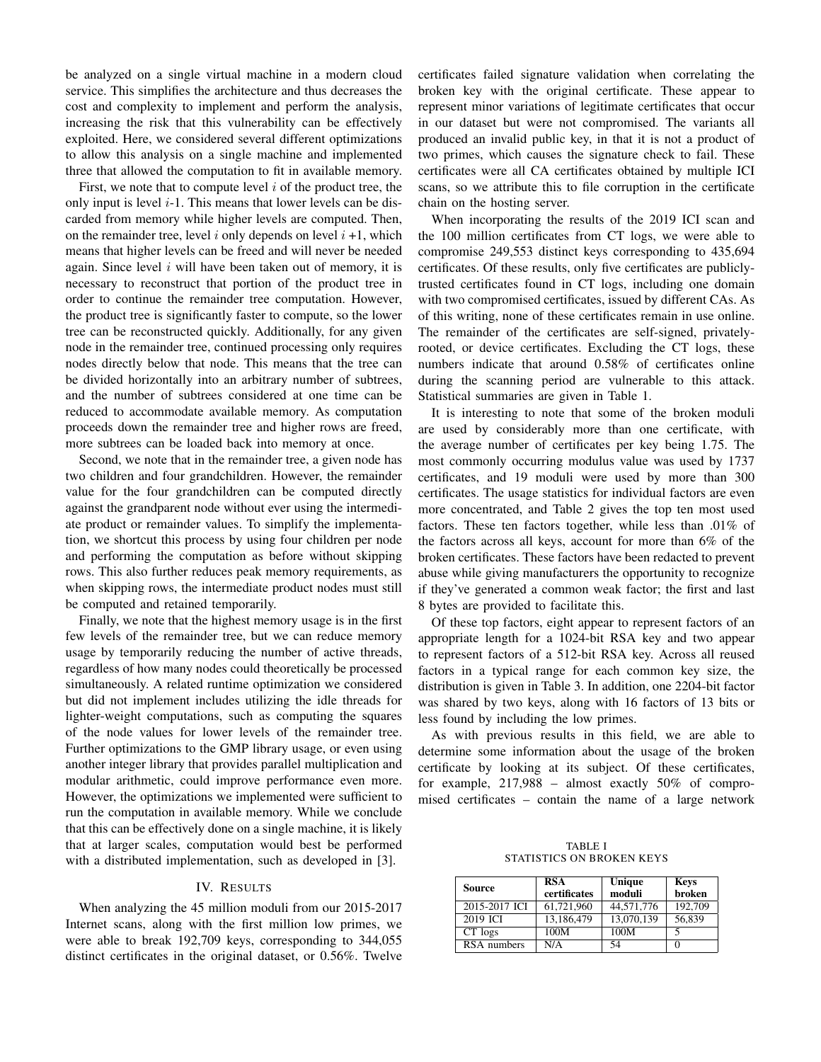be analyzed on a single virtual machine in a modern cloud service. This simplifies the architecture and thus decreases the cost and complexity to implement and perform the analysis, increasing the risk that this vulnerability can be effectively exploited. Here, we considered several different optimizations to allow this analysis on a single machine and implemented three that allowed the computation to fit in available memory.

First, we note that to compute level $i$ of the product tree, the only input is level $i$-1. This means that lower levels can be discarded from memory while higher levels are computed. Then, on the remainder tree, level $i$ only depends on level $i$ +1, which means that higher levels can be freed and will never be needed again. Since level $i$ will have been taken out of memory, it is necessary to reconstruct that portion of the product tree in order to continue the remainder tree computation. However, the product tree is significantly faster to compute, so the lower tree can be reconstructed quickly. Additionally, for any given node in the remainder tree, continued processing only requires nodes directly below that node. This means that the tree can be divided horizontally into an arbitrary number of subtrees, and the number of subtrees considered at one time can be reduced to accommodate available memory. As computation proceeds down the remainder tree and higher rows are freed, more subtrees can be loaded back into memory at once.

Second, we note that in the remainder tree, a given node has two children and four grandchildren. However, the remainder value for the four grandchildren can be computed directly against the grandparent node without ever using the intermediate product or remainder values. To simplify the implementation, we shortcut this process by using four children per node and performing the computation as before without skipping rows. This also further reduces peak memory requirements, as when skipping rows, the intermediate product nodes must still be computed and retained temporarily.

Finally, we note that the highest memory usage is in the first few levels of the remainder tree, but we can reduce memory usage by temporarily reducing the number of active threads, regardless of how many nodes could theoretically be processed simultaneously. A related runtime optimization we considered but did not implement includes utilizing the idle threads for lighter-weight computations, such as computing the squares of the node values for lower levels of the remainder tree. Further optimizations to the GMP library usage, or even using another integer library that provides parallel multiplication and modular arithmetic, could improve performance even more. However, the optimizations we implemented were sufficient to run the computation in available memory. While we conclude that this can be effectively done on a single machine, it is likely that at larger scales, computation would best be performed with a distributed implementation, such as developed in [3].

## IV. Results

When analyzing the 45 million moduli from our 2015-2017 Internet scans, along with the first million low primes, we were able to break 192,709 keys, corresponding to 344,055 distinct certificates in the original dataset, or 0.56%. Twelve certificates failed signature validation when correlating the broken key with the original certificate. These appear to represent minor variations of legitimate certificates that occur in our dataset but were not compromised. The variants all produced an invalid public key, in that it is not a product of two primes, which causes the signature check to fail. These certificates were all CA certificates obtained by multiple ICI scans, so we attribute this to file corruption in the certificate chain on the hosting server.

When incorporating the results of the 2019 ICI scan and the 100 million certificates from CT logs, we were able to compromise 249,553 distinct keys corresponding to 435,694 certificates. Of these results, only five certificates are publicly-trusted certificates found in CT logs, including one domain with two compromised certificates, issued by different CAs. As of this writing, none of these certificates remain in use online. The remainder of the certificates are self-signed, privately-rooted, or device certificates. Excluding the CT logs, these numbers indicate that around 0.58% of certificates online during the scanning period are vulnerable to this attack. Statistical summaries are given in Table 1.

It is interesting to note that some of the broken moduli are used by considerably more than one certificate, with the average number of certificates per key being 1.75. The most commonly occurring modulus value was used by 1737 certificates, and 19 moduli were used by more than 300 certificates. The usage statistics for individual factors are even more concentrated, and Table 2 gives the top ten most used factors. These ten factors together, while less than .01% of the factors across all keys, account for more than 6% of the broken certificates. These factors have been redacted to prevent abuse while giving manufacturers the opportunity to recognize if they've generated a common weak factor; the first and last 8 bytes are provided to facilitate this.

Of these top factors, eight appear to represent factors of an appropriate length for a 1024-bit RSA key and two appear to represent factors of a 512-bit RSA key. Across all reused factors in a typical range for each common key size, the distribution is given in Table 3. In addition, one 2204-bit factor was shared by two keys, along with 16 factors of 13 bits or less found by including the low primes.

As with previous results in this field, we are able to determine some information about the usage of the broken certificate by looking at its subject. Of these certificates, for example, 217,988 – almost exactly 50% of compromised certificates – contain the name of a large network

TABLE I
STATISTICS ON BROKEN KEYS

| Source | RSA certificates | Unique moduli | Keys broken |
|---|---|---|---|
| 2015-2017 ICI | 61,721,960 | 44,571,776 | 192,709 |
| 2019 ICI | 13,186,479 | 13,070,139 | 56,839 |
| CT logs | 100M | 100M | 5 |
| RSA numbers | N/A | 54 | 0 |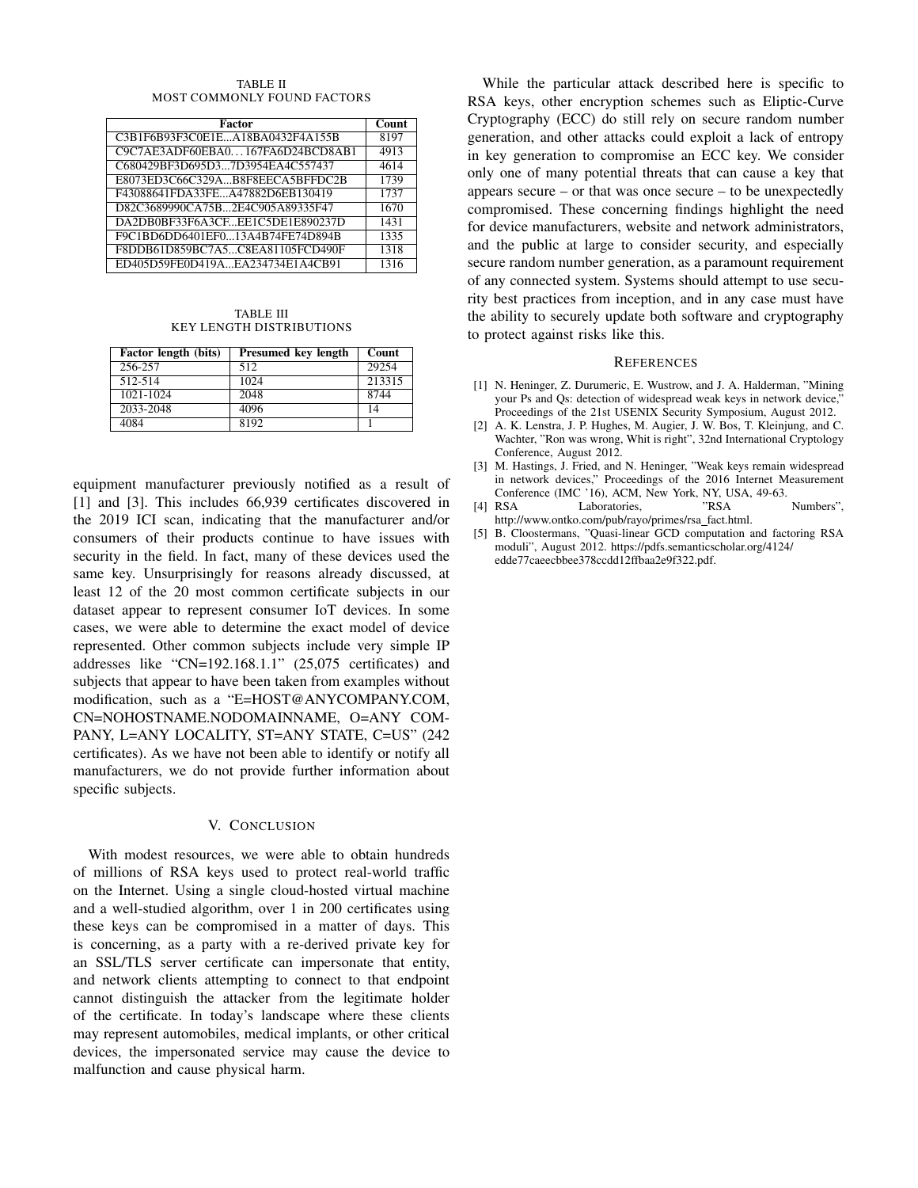TABLE II
MOST COMMONLY FOUND FACTORS

| Factor | Count |
| --- | --- |
| C3B1F6B93F3C0E1E...A18BA0432F4A155B | 8197 |
| C9C7AE3ADF60EBA0…167FA6D24BCD8AB1 | 4913 |
| C680429BF3D695D3...7D3954EA4C557437 | 4614 |
| E8073ED3C66C329A...B8F8EECA5BFFDC2B | 1739 |
| F43088641FDA33FE...A47882D6EB130419 | 1737 |
| D82C3689990CA75B...2E4C905A89335F47 | 1670 |
| DA2DB0BF33F6A3CF...EE1C5DE1E890237D | 1431 |
| F9C1BD6DD6401EF0...13A4B74FE74D894B | 1335 |
| F8DDB61D859BC7A5...C8EA81105FCD490F | 1318 |
| ED405D59FE0D419A...EA234734E1A4CB91 | 1316 |

TABLE III
KEY LENGTH DISTRIBUTIONS

| Factor length (bits) | Presumed key length | Count |
| --- | --- | --- |
| 256-257 | 512 | 29254 |
| 512-514 | 1024 | 213315 |
| 1021-1024 | 2048 | 8744 |
| 2033-2048 | 4096 | 14 |
| 4084 | 8192 | 1 |

equipment manufacturer previously notified as a result of [1] and [3]. This includes 66,939 certificates discovered in the 2019 ICI scan, indicating that the manufacturer and/or consumers of their products continue to have issues with security in the field. In fact, many of these devices used the same key. Unsurprisingly for reasons already discussed, at least 12 of the 20 most common certificate subjects in our dataset appear to represent consumer IoT devices. In some cases, we were able to determine the exact model of device represented. Other common subjects include very simple IP addresses like "CN=192.168.1.1" (25,075 certificates) and subjects that appear to have been taken from examples without modification, such as a "E=HOST@ANYCOMPANY.COM, CN=NOHOSTNAME.NODOMAINNAME, O=ANY COMPANY, L=ANY LOCALITY, ST=ANY STATE, C=US" (242 certificates). As we have not been able to identify or notify all manufacturers, we do not provide further information about specific subjects.

## V. Conclusion

With modest resources, we were able to obtain hundreds of millions of RSA keys used to protect real-world traffic on the Internet. Using a single cloud-hosted virtual machine and a well-studied algorithm, over 1 in 200 certificates using these keys can be compromised in a matter of days. This is concerning, as a party with a re-derived private key for an SSL/TLS server certificate can impersonate that entity, and network clients attempting to connect to that endpoint cannot distinguish the attacker from the legitimate holder of the certificate. In today's landscape where these clients may represent automobiles, medical implants, or other critical devices, the impersonated service may cause the device to malfunction and cause physical harm.

While the particular attack described here is specific to RSA keys, other encryption schemes such as Eliptic-Curve Cryptography (ECC) do still rely on secure random number generation, and other attacks could exploit a lack of entropy in key generation to compromise an ECC key. We consider only one of many potential threats that can cause a key that appears secure – or that was once secure – to be unexpectedly compromised. These concerning findings highlight the need for device manufacturers, website and network administrators, and the public at large to consider security, and especially secure random number generation, as a paramount requirement of any connected system. Systems should attempt to use security best practices from inception, and in any case must have the ability to securely update both software and cryptography to protect against risks like this.

## References

[1] N. Heninger, Z. Durumeric, E. Wustrow, and J. A. Halderman, "Mining your Ps and Qs: detection of widespread weak keys in network device," Proceedings of the 21st USENIX Security Symposium, August 2012.

[2] A. K. Lenstra, J. P. Hughes, M. Augier, J. W. Bos, T. Kleinjung, and C. Wachter, "Ron was wrong, Whit is right", 32nd International Cryptology Conference, August 2012.

[3] M. Hastings, J. Fried, and N. Heninger, "Weak keys remain widespread in network devices," Proceedings of the 2016 Internet Measurement Conference (IMC '16), ACM, New York, NY, USA, 49-63.

[4] RSA Laboratories, "RSA Numbers", http://www.ontko.com/pub/rayo/primes/rsa_fact.html.

[5] B. Cloostermans, "Quasi-linear GCD computation and factoring RSA moduli", August 2012. https://pdfs.semanticscholar.org/4124/edde77caeecbbee378ccdd12ffbaa2e9f322.pdf.